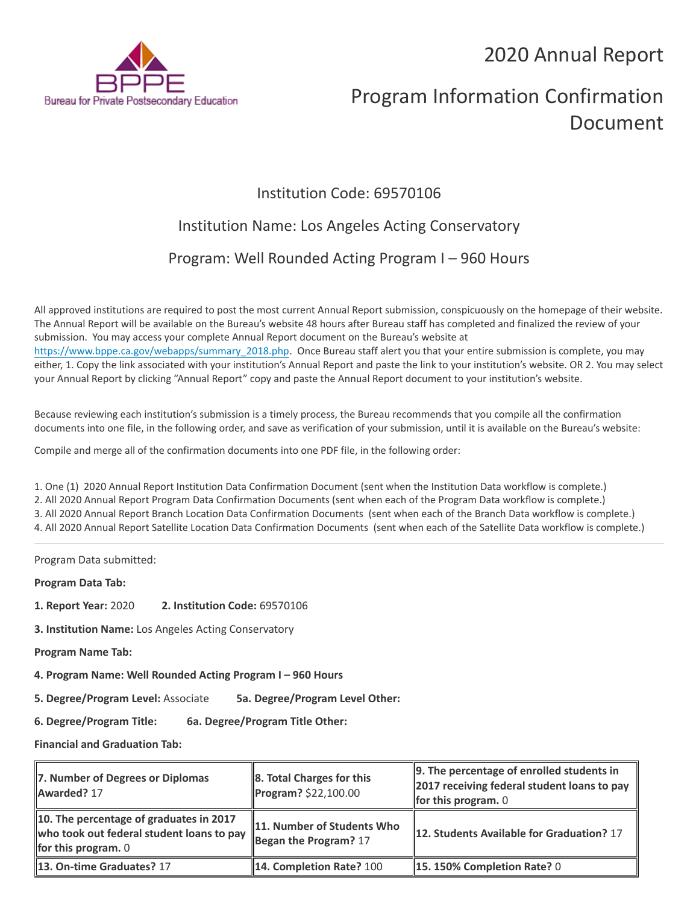# 2020 Annual Report

# Program Information Confirmation Document

Institution Code: 69570106

Institution Name: Los Angeles Acting Conservatory

Program: Well Rounded Acting Program I – 960 Hours

All approved institutions are required to post the most current Annual Report submission, conspicuously on the homepage of their website. The Annual Report will be available on the Bureau's website 48 hours after Bureau staff has completed and finalized the review of your submission. You may access your complete Annual Report document on the Bureau's website at https://www.bppe.ca.gov/webapps/summary_2018.php. Once Bureau staff alert you that your entire submission is complete, you may either, 1. Copy the link associated with your institution's Annual Report and paste the link to your institution's website. OR 2. You may select your Annual Report by clicking "Annual Report" copy and paste the Annual Report document to your institution's website.

Because reviewing each institution's submission is a timely process, the Bureau recommends that you compile all the confirmation documents into one file, in the following order, and save as verification of your submission, until it is available on the Bureau's website:

Compile and merge all of the confirmation documents into one PDF file, in the following order:

1. One (1) 2020 Annual Report Institution Data Confirmation Document (sent when the Institution Data workflow is complete.)
2. All 2020 Annual Report Program Data Confirmation Documents (sent when each of the Program Data workflow is complete.)
3. All 2020 Annual Report Branch Location Data Confirmation Documents (sent when each of the Branch Data workflow is complete.)
4. All 2020 Annual Report Satellite Location Data Confirmation Documents (sent when each of the Satellite Data workflow is complete.)

---

Program Data submitted:

**Program Data Tab:**

**1. Report Year:** 2020 **2. Institution Code:** 69570106

**3. Institution Name:** Los Angeles Acting Conservatory

**Program Name Tab:**

**4. Program Name: Well Rounded Acting Program I – 960 Hours**

**5. Degree/Program Level:** Associate **5a. Degree/Program Level Other:**

**6. Degree/Program Title:** **6a. Degree/Program Title Other:**

**Financial and Graduation Tab:**

| | | |
|---|---|---|
| **7. Number of Degrees or Diplomas Awarded?** 17 | **8. Total Charges for this Program?** $22,100.00 | **9. The percentage of enrolled students in 2017 receiving federal student loans to pay for this program.** 0 |
| **10. The percentage of graduates in 2017 who took out federal student loans to pay for this program.** 0 | **11. Number of Students Who Began the Program?** 17 | **12. Students Available for Graduation?** 17 |
| **13. On-time Graduates?** 17 | **14. Completion Rate?** 100 | **15. 150% Completion Rate?** 0 |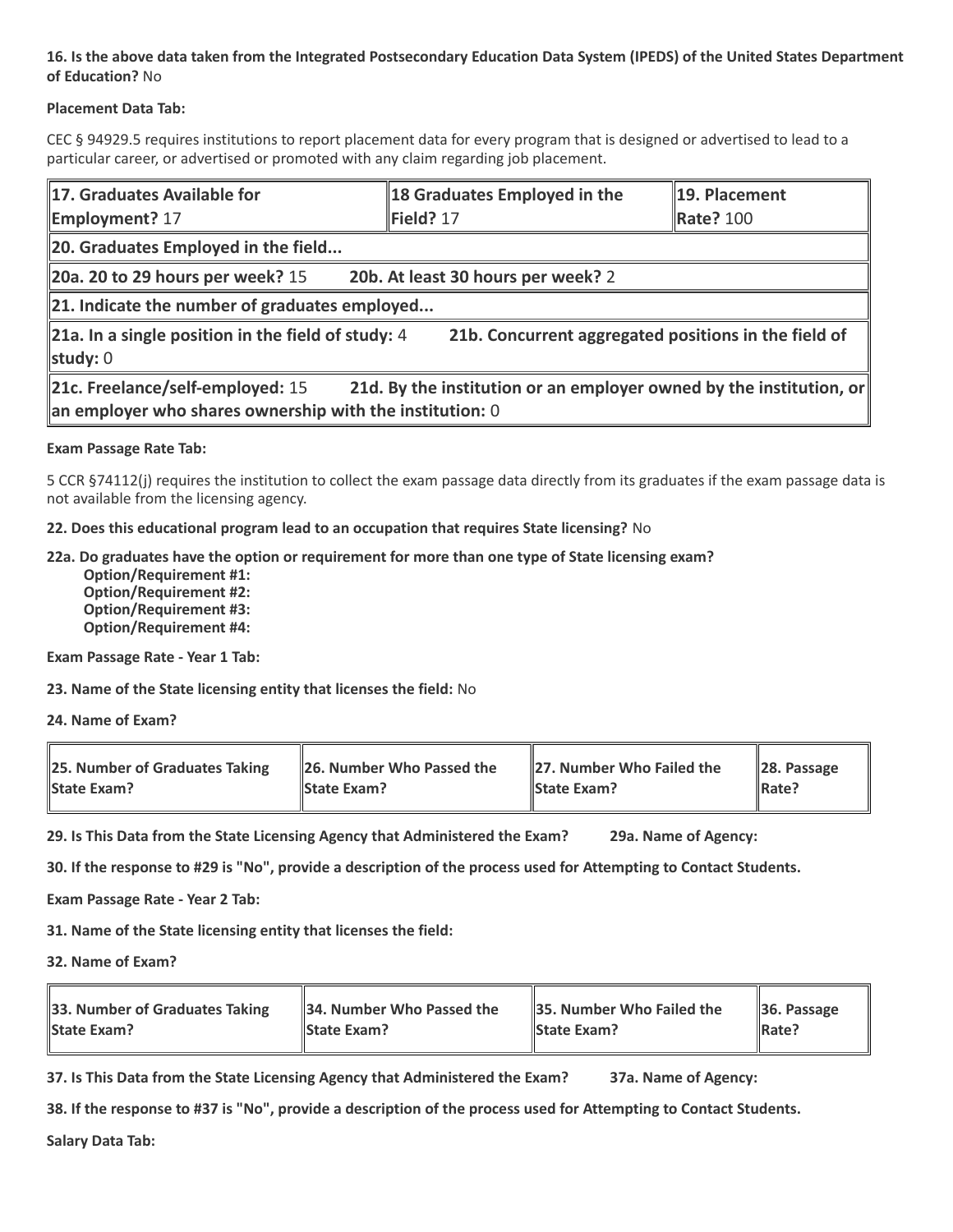**16. Is the above data taken from the Integrated Postsecondary Education Data System (IPEDS) of the United States Department of Education?** No

**Placement Data Tab:**

CEC § 94929.5 requires institutions to report placement data for every program that is designed or advertised to lead to a particular career, or advertised or promoted with any claim regarding job placement.

| **17. Graduates Available for Employment?** 17 | **18 Graduates Employed in the Field?** 17 | **19. Placement Rate?** 100 |
|---|---|---|
| **20. Graduates Employed in the field...** | | |
| **20a. 20 to 29 hours per week?** 15 | **20b. At least 30 hours per week?** 2 | |
| **21. Indicate the number of graduates employed...** | | |
| **21a. In a single position in the field of study:** 4 | **21b. Concurrent aggregated positions in the field of study:** 0 | |
| **21c. Freelance/self-employed:** 15 | **21d. By the institution or an employer owned by the institution, or an employer who shares ownership with the institution:** 0 | |

**Exam Passage Rate Tab:**

5 CCR §74112(j) requires the institution to collect the exam passage data directly from its graduates if the exam passage data is not available from the licensing agency.

**22. Does this educational program lead to an occupation that requires State licensing?** No

**22a. Do graduates have the option or requirement for more than one type of State licensing exam?**
- **Option/Requirement #1:**
- **Option/Requirement #2:**
- **Option/Requirement #3:**
- **Option/Requirement #4:**

**Exam Passage Rate - Year 1 Tab:**

**23. Name of the State licensing entity that licenses the field:** No

**24. Name of Exam?**

| **25. Number of Graduates Taking State Exam?** | **26. Number Who Passed the State Exam?** | **27. Number Who Failed the State Exam?** | **28. Passage Rate?** |
|---|---|---|---|

**29. Is This Data from the State Licensing Agency that Administered the Exam?** **29a. Name of Agency:**

**30. If the response to #29 is "No", provide a description of the process used for Attempting to Contact Students.**

**Exam Passage Rate - Year 2 Tab:**

**31. Name of the State licensing entity that licenses the field:**

**32. Name of Exam?**

| **33. Number of Graduates Taking State Exam?** | **34. Number Who Passed the State Exam?** | **35. Number Who Failed the State Exam?** | **36. Passage Rate?** |
|---|---|---|---|

**37. Is This Data from the State Licensing Agency that Administered the Exam?** **37a. Name of Agency:**

**38. If the response to #37 is "No", provide a description of the process used for Attempting to Contact Students.**

**Salary Data Tab:**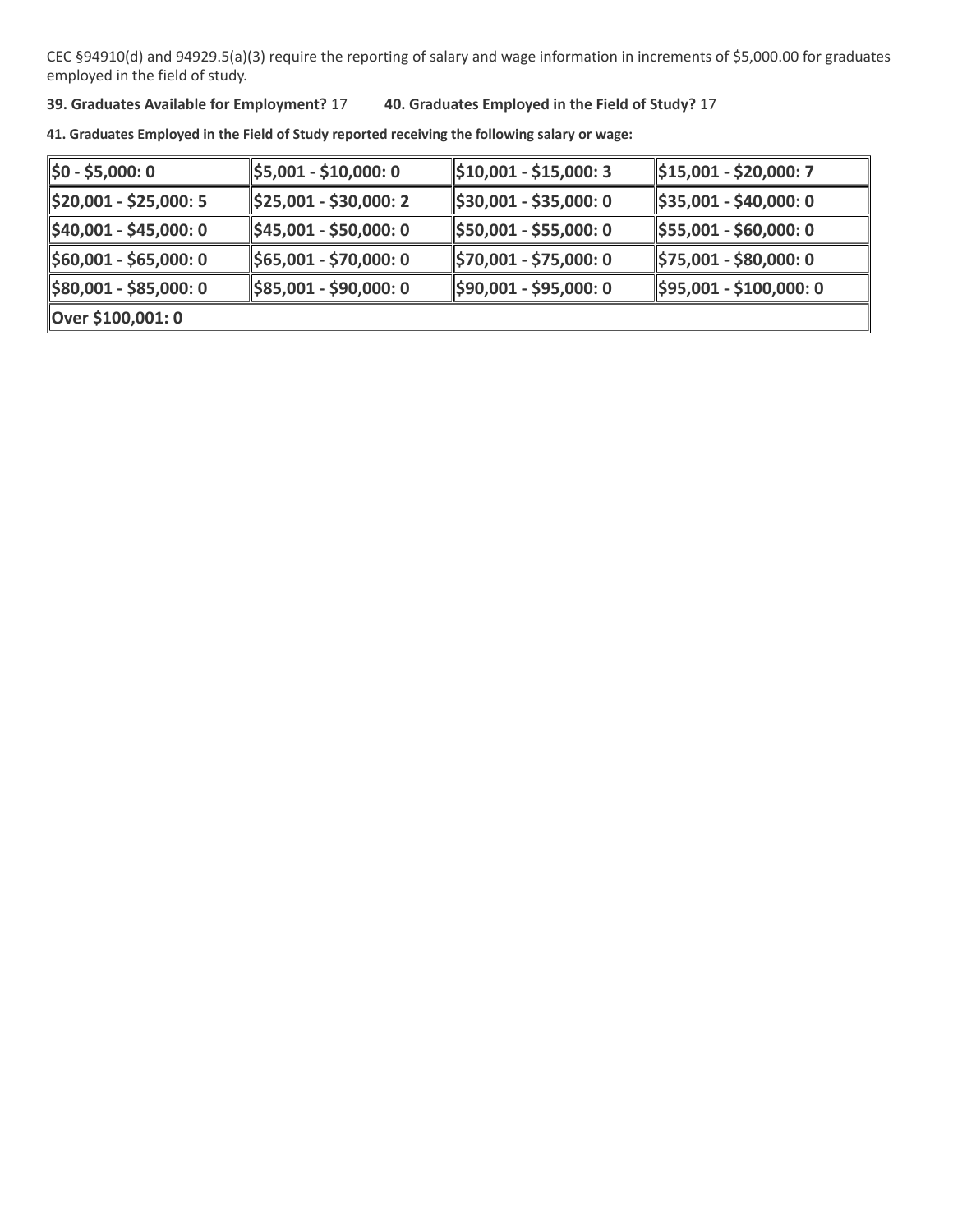CEC §94910(d) and 94929.5(a)(3) require the reporting of salary and wage information in increments of $5,000.00 for graduates employed in the field of study.

**39. Graduates Available for Employment?** 17 **40. Graduates Employed in the Field of Study?** 17

**41. Graduates Employed in the Field of Study reported receiving the following salary or wage:**

| | | | |
|---|---|---|---|
| **$0 - $5,000: 0** | **$5,001 - $10,000: 0** | **$10,001 - $15,000: 3** | **$15,001 - $20,000: 7** |
| **$20,001 - $25,000: 5** | **$25,001 - $30,000: 2** | **$30,001 - $35,000: 0** | **$35,001 - $40,000: 0** |
| **$40,001 - $45,000: 0** | **$45,001 - $50,000: 0** | **$50,001 - $55,000: 0** | **$55,001 - $60,000: 0** |
| **$60,001 - $65,000: 0** | **$65,001 - $70,000: 0** | **$70,001 - $75,000: 0** | **$75,001 - $80,000: 0** |
| **$80,001 - $85,000: 0** | **$85,001 - $90,000: 0** | **$90,001 - $95,000: 0** | **$95,001 - $100,000: 0** |
| **Over $100,001: 0** | | | |